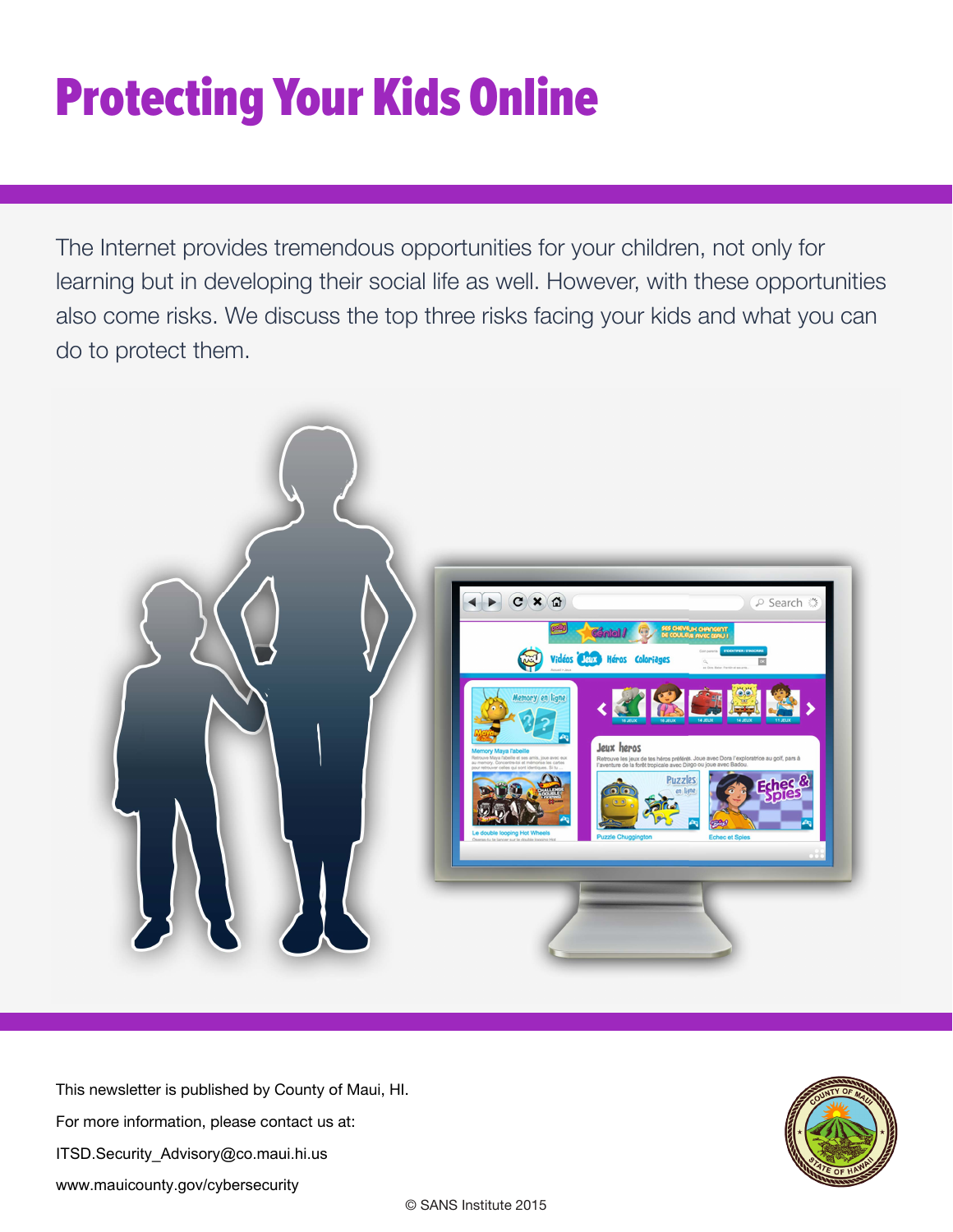# Protecting Your Kids Online

The Internet provides tremendous opportunities for your children, not only for learning but in developing their social life as well. However, with these opportunities also come risks. We discuss the top three risks facing your kids and what you can do to protect them.

This newsletter is published by County of Maui, HI.

For more information, please contact us at:

ITSD.Security_Advisory@co.maui.hi.us

www.mauicounty.gov/cybersecurity

© SANS Institute 2015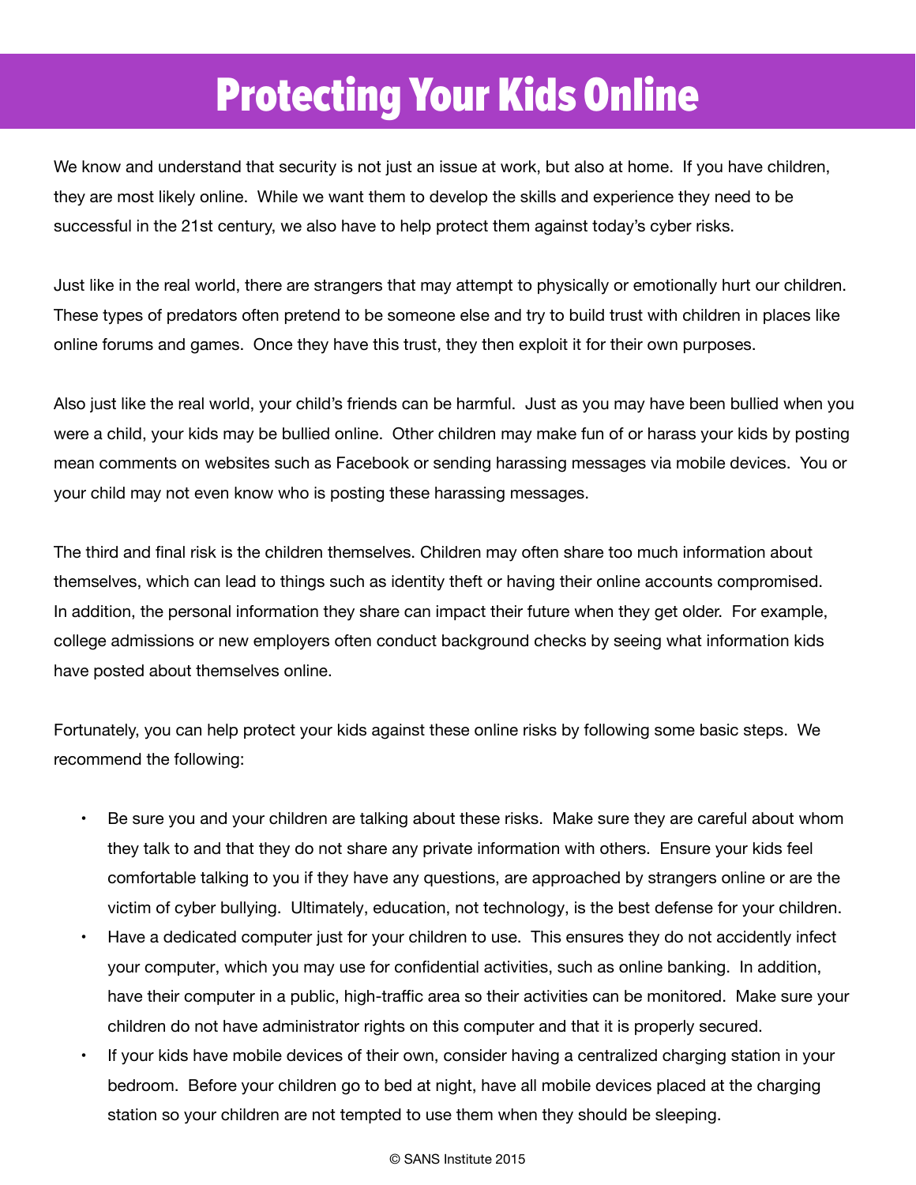# Protecting Your Kids Online

We know and understand that security is not just an issue at work, but also at home. If you have children, they are most likely online. While we want them to develop the skills and experience they need to be successful in the 21st century, we also have to help protect them against today's cyber risks.

Just like in the real world, there are strangers that may attempt to physically or emotionally hurt our children. These types of predators often pretend to be someone else and try to build trust with children in places like online forums and games. Once they have this trust, they then exploit it for their own purposes.

Also just like the real world, your child's friends can be harmful. Just as you may have been bullied when you were a child, your kids may be bullied online. Other children may make fun of or harass your kids by posting mean comments on websites such as Facebook or sending harassing messages via mobile devices. You or your child may not even know who is posting these harassing messages.

The third and final risk is the children themselves. Children may often share too much information about themselves, which can lead to things such as identity theft or having their online accounts compromised. In addition, the personal information they share can impact their future when they get older. For example, college admissions or new employers often conduct background checks by seeing what information kids have posted about themselves online.

Fortunately, you can help protect your kids against these online risks by following some basic steps. We recommend the following:

- Be sure you and your children are talking about these risks. Make sure they are careful about whom they talk to and that they do not share any private information with others. Ensure your kids feel comfortable talking to you if they have any questions, are approached by strangers online or are the victim of cyber bullying. Ultimately, education, not technology, is the best defense for your children.
- Have a dedicated computer just for your children to use. This ensures they do not accidently infect your computer, which you may use for confidential activities, such as online banking. In addition, have their computer in a public, high-traffic area so their activities can be monitored. Make sure your children do not have administrator rights on this computer and that it is properly secured.
- If your kids have mobile devices of their own, consider having a centralized charging station in your bedroom. Before your children go to bed at night, have all mobile devices placed at the charging station so your children are not tempted to use them when they should be sleeping.

© SANS Institute 2015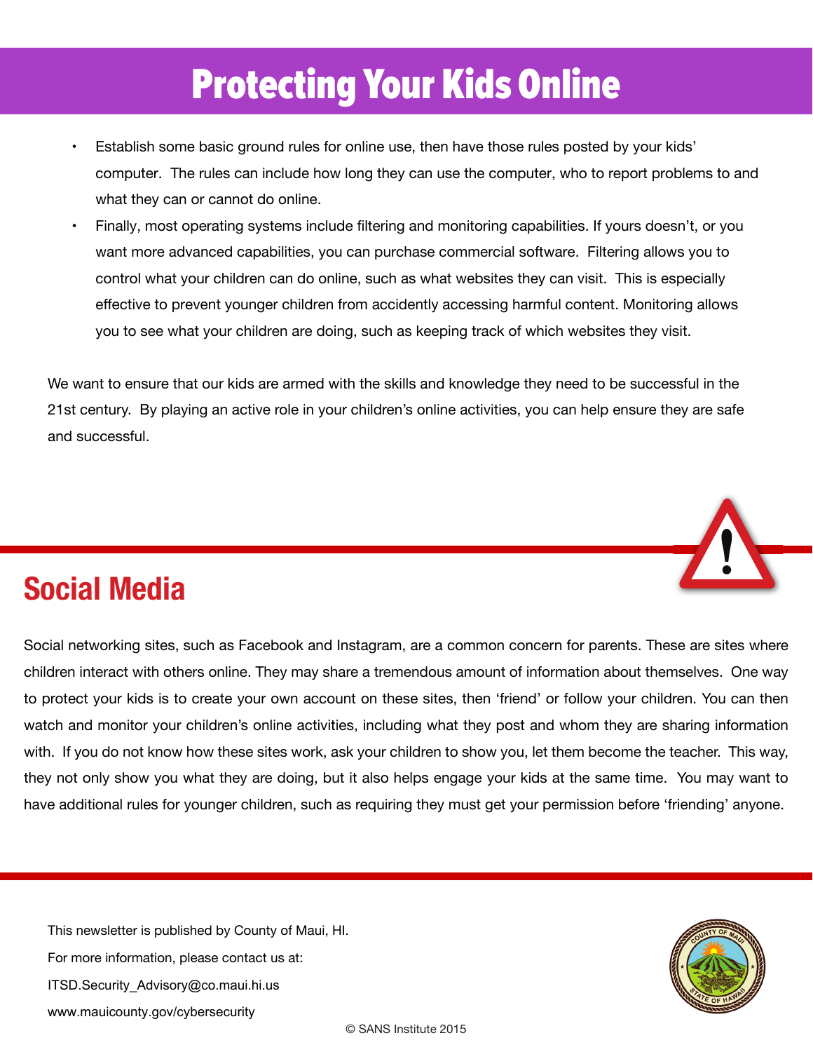# Protecting Your Kids Online

- Establish some basic ground rules for online use, then have those rules posted by your kids' computer. The rules can include how long they can use the computer, who to report problems to and what they can or cannot do online.
- Finally, most operating systems include filtering and monitoring capabilities. If yours doesn't, or you want more advanced capabilities, you can purchase commercial software. Filtering allows you to control what your children can do online, such as what websites they can visit. This is especially effective to prevent younger children from accidently accessing harmful content. Monitoring allows you to see what your children are doing, such as keeping track of which websites they visit.

We want to ensure that our kids are armed with the skills and knowledge they need to be successful in the 21st century. By playing an active role in your children's online activities, you can help ensure they are safe and successful.

## Social Media

Social networking sites, such as Facebook and Instagram, are a common concern for parents. These are sites where children interact with others online. They may share a tremendous amount of information about themselves. One way to protect your kids is to create your own account on these sites, then 'friend' or follow your children. You can then watch and monitor your children's online activities, including what they post and whom they are sharing information with. If you do not know how these sites work, ask your children to show you, let them become the teacher. This way, they not only show you what they are doing, but it also helps engage your kids at the same time. You may want to have additional rules for younger children, such as requiring they must get your permission before 'friending' anyone.

This newsletter is published by County of Maui, HI.

For more information, please contact us at:

ITSD.Security_Advisory@co.maui.hi.us

www.mauicounty.gov/cybersecurity

© SANS Institute 2015